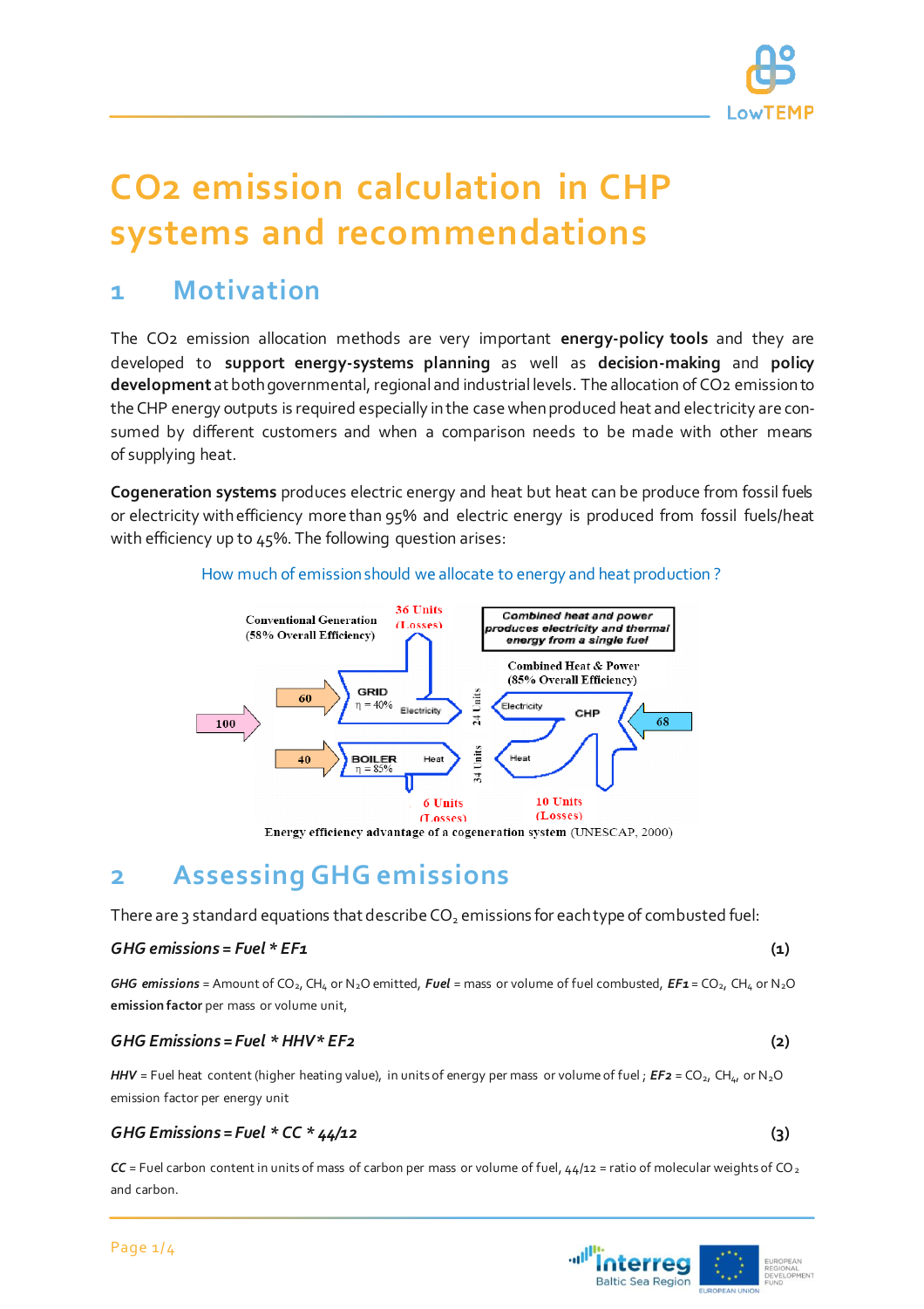# CO2 emission calculation in CHP systems and recommendations

## 1 Motivation

The CO2 emission allocation methods are very important **energy-policy tools** and they are developed to **support energy-systems planning** as well as **decision-making** and **policy development** at both governmental, regional and industrial levels. The allocation of CO2 emission to the CHP energy outputs is required especially in the case when produced heat and electricity are consumed by different customers and when a comparison needs to be made with other means of supplying heat.

**Cogeneration systems** produces electric energy and heat but heat can be produce from fossil fuels or electricity with efficiency more than 95% and electric energy is produced from fossil fuels/heat with efficiency up to 45%. The following question arises:

How much of emission should we allocate to energy and heat production ?

Energy efficiency advantage of a cogeneration system (UNESCAP, 2000)

## 2 Assessing GHG emissions

There are 3 standard equations that describe $CO_2$ emissions for each type of combusted fuel:

***GHG emissions = Fuel * EF1*** **(1)**

***GHG emissions*** = Amount of $CO_2$, $CH_4$ or $N_2O$ emitted, ***Fuel*** = mass or volume of fuel combusted, ***EF1*** = $CO_2$, $CH_4$ or $N_2O$ **emission factor** per mass or volume unit,

***GHG Emissions = Fuel * HHV* EF2*** **(2)**

***HHV*** = Fuel heat content (higher heating value), in units of energy per mass or volume of fuel ; ***EF2*** = $CO_2$, $CH_4$, or $N_2O$ emission factor per energy unit

***GHG Emissions = Fuel * CC * 44/12*** **(3)**

***CC*** = Fuel carbon content in units of mass of carbon per mass or volume of fuel, 44/12 = ratio of molecular weights of $CO_2$ and carbon.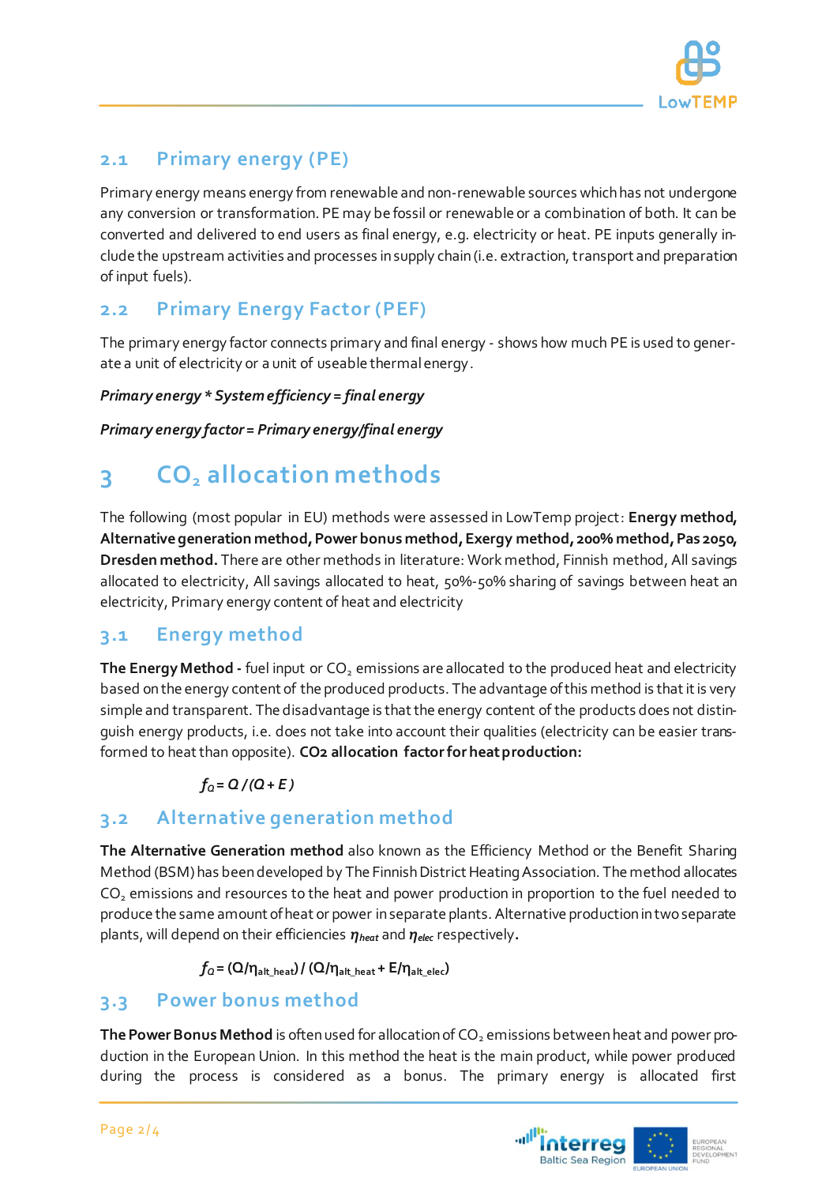## 2.1 Primary energy (PE)

Primary energy means energy from renewable and non-renewable sources which has not undergone any conversion or transformation. PE may be fossil or renewable or a combination of both. It can be converted and delivered to end users as final energy, e.g. electricity or heat. PE inputs generally include the upstream activities and processes in supply chain (i.e. extraction, transport and preparation of input fuels).

## 2.2 Primary Energy Factor (PEF)

The primary energy factor connects primary and final energy - shows how much PE is used to generate a unit of electricity or a unit of useable thermal energy.

***Primary energy * System efficiency = final energy***

***Primary energy factor = Primary energy/final energy***

# 3 $CO_2$ allocation methods

The following (most popular in EU) methods were assessed in LowTemp project: **Energy method, Alternative generation method, Power bonus method, Exergy method, 200% method, Pas 2050, Dresden method.** There are other methods in literature: Work method, Finnish method, All savings allocated to electricity, All savings allocated to heat, 50%-50% sharing of savings between heat an electricity, Primary energy content of heat and electricity

## 3.1 Energy method

**The Energy Method -** fuel input or $CO_2$ emissions are allocated to the produced heat and electricity based on the energy content of the produced products. The advantage of this method is that it is very simple and transparent. The disadvantage is that the energy content of the products does not distinguish energy products, i.e. does not take into account their qualities (electricity can be easier transformed to heat than opposite). **CO2 allocation factor for heat production:**

$$f_Q = Q / (Q + E)$$

## 3.2 Alternative generation method

**The Alternative Generation method** also known as the Efficiency Method or the Benefit Sharing Method (BSM) has been developed by The Finnish District Heating Association. The method allocates $CO_2$ emissions and resources to the heat and power production in proportion to the fuel needed to produce the same amount of heat or power in separate plants. Alternative production in two separate plants, will depend on their efficiencies $\eta_{heat}$ and $\eta_{elec}$ respectively.

$$f_Q = (Q/\eta_{alt\_heat}) / (Q/\eta_{alt\_heat} + E/\eta_{alt\_elec})$$

## 3.3 Power bonus method

**The Power Bonus Method** is often used for allocation of $CO_2$ emissions between heat and power production in the European Union. In this method the heat is the main product, while power produced during the process is considered as a bonus. The primary energy is allocated first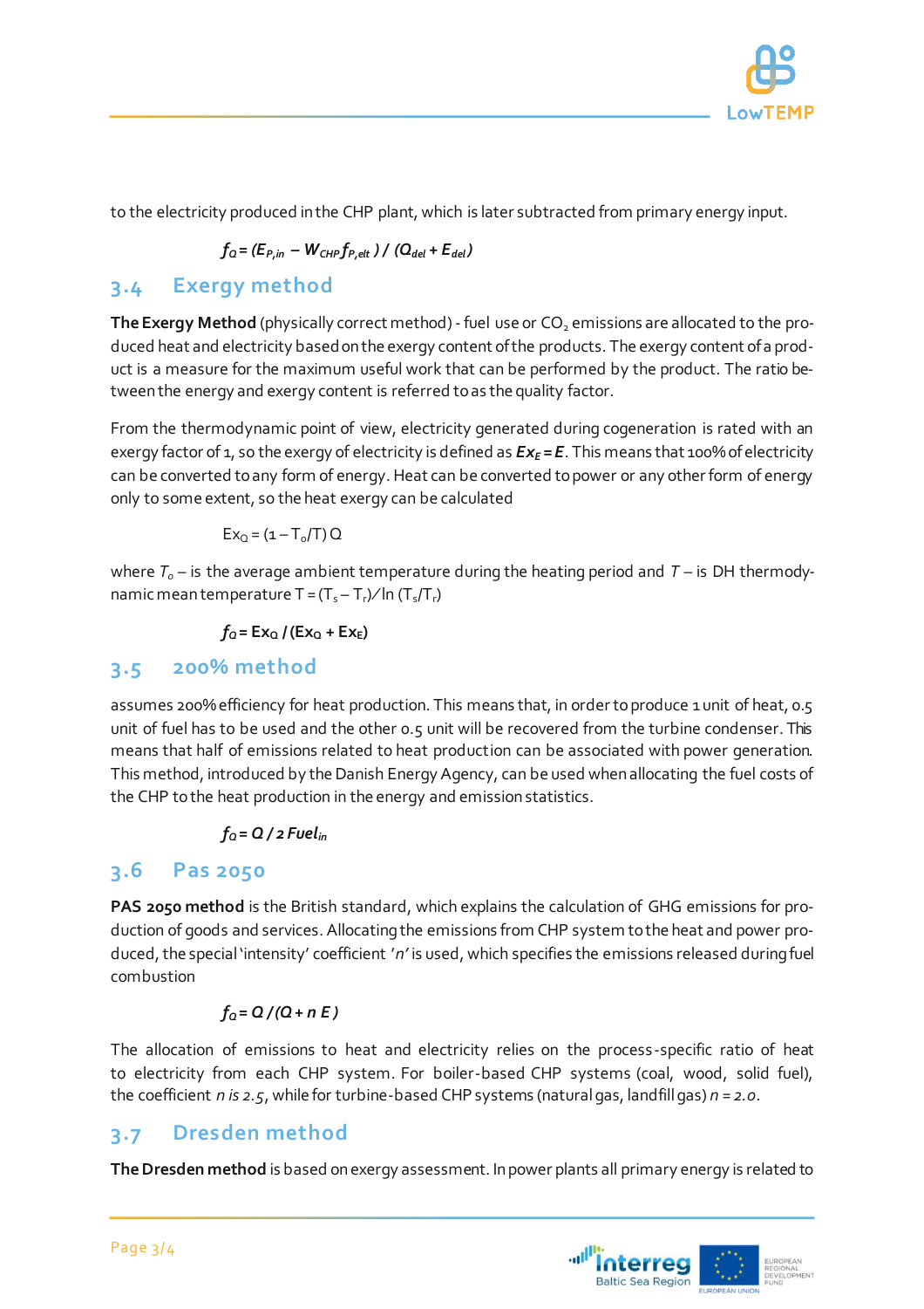to the electricity produced in the CHP plant, which is later subtracted from primary energy input.

$$f_Q = (E_{P,in} - W_{CHP} f_{P,elt}) / (Q_{del} + E_{del})$$

## 3.4 Exergy method

**The Exergy Method** (physically correct method) - fuel use or $CO_2$ emissions are allocated to the produced heat and electricity based on the exergy content of the products. The exergy content of a product is a measure for the maximum useful work that can be performed by the product. The ratio between the energy and exergy content is referred to as the quality factor.

From the thermodynamic point of view, electricity generated during cogeneration is rated with an exergy factor of 1, so the exergy of electricity is defined as $Ex_E = E$. This means that 100% of electricity can be converted to any form of energy. Heat can be converted to power or any other form of energy only to some extent, so the heat exergy can be calculated

$$Ex_Q = (1 - T_o/T)\, Q$$

where $T_o$ – is the average ambient temperature during the heating period and $T$ – is DH thermodynamic mean temperature $T = (T_s - T_r) / \ln (T_s/T_r)$

$$f_Q = Ex_Q / (Ex_Q + Ex_E)$$

## 3.5 200% method

assumes 200% efficiency for heat production. This means that, in order to produce 1 unit of heat, 0.5 unit of fuel has to be used and the other 0.5 unit will be recovered from the turbine condenser. This means that half of emissions related to heat production can be associated with power generation. This method, introduced by the Danish Energy Agency, can be used when allocating the fuel costs of the CHP to the heat production in the energy and emission statistics.

$$f_Q = Q / 2\, Fuel_{in}$$

## 3.6 Pas 2050

**PAS 2050 method** is the British standard, which explains the calculation of GHG emissions for production of goods and services. Allocating the emissions from CHP system to the heat and power produced, the special 'intensity' coefficient '*n*' is used, which specifies the emissions released during fuel combustion

$$f_Q = Q / (Q + n\, E)$$

The allocation of emissions to heat and electricity relies on the process-specific ratio of heat to electricity from each CHP system. For boiler-based CHP systems (coal, wood, solid fuel), the coefficient $n$ *is* $2.5$, while for turbine-based CHP systems (natural gas, landfill gas) $n = 2.0$.

## 3.7 Dresden method

**The Dresden method** is based on exergy assessment. In power plants all primary energy is related to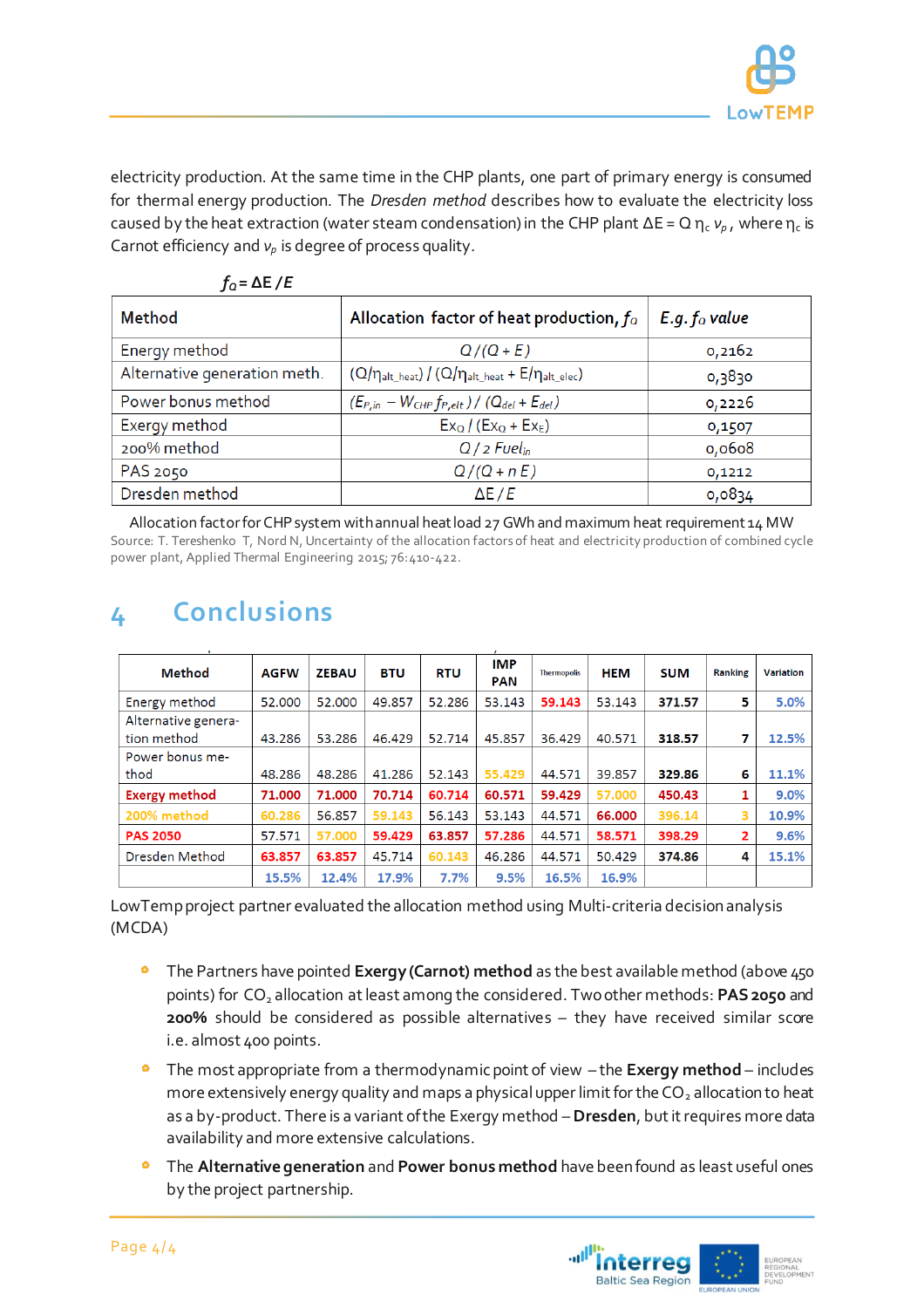electricity production. At the same time in the CHP plants, one part of primary energy is consumed for thermal energy production. The *Dresden method* describes how to evaluate the electricity loss caused by the heat extraction (water steam condensation) in the CHP plant $\Delta E = Q\, \eta_c\, v_p$, where $\eta_c$ is Carnot efficiency and $v_p$ is degree of process quality.

$f_Q = \Delta E / E$

| Method | Allocation factor of heat production, $f_Q$ | *E.g. $f_Q$ value* |
|---|---|---|
| Energy method | $Q / (Q + E)$ | 0,2162 |
| Alternative generation meth. | $(Q/\eta_{alt\_heat}) / (Q/\eta_{alt\_heat} + E/\eta_{alt\_elec})$ | 0,3830 |
| Power bonus method | $(E_{P,in} - W_{CHP}\, f_{P,elt}) / (Q_{del} + E_{del})$ | 0,2226 |
| Exergy method | $Ex_Q / (Ex_Q + Ex_E)$ | 0,1507 |
| 200% method | $Q / 2\, Fuel_{in}$ | 0,0608 |
| PAS 2050 | $Q / (Q + n\, E)$ | 0,1212 |
| Dresden method | $\Delta E / E$ | 0,0834 |

Allocation factor for CHP system with annual heat load 27 GWh and maximum heat requirement 14 MW

Source: T. Tereshenko T, Nord N, Uncertainty of the allocation factors of heat and electricity production of combined cycle power plant, Applied Thermal Engineering 2015; 76:410-422.

# 4 Conclusions

| Method | AGFW | ZEBAU | BTU | RTU | IMP PAN | Thermopolis | HEM | SUM | Ranking | Variation |
|---|---|---|---|---|---|---|---|---|---|---|
| Energy method | 52.000 | 52.000 | 49.857 | 52.286 | 53.143 | 59.143 | 53.143 | **371.57** | **5** | 5.0% |
| Alternative generation method | 43.286 | 53.286 | 46.429 | 52.714 | 45.857 | 36.429 | 40.571 | **318.57** | **7** | 12.5% |
| Power bonus method | 48.286 | 48.286 | 41.286 | 52.143 | 55.429 | 44.571 | 39.857 | **329.86** | **6** | 11.1% |
| **Exergy method** | **71.000** | **71.000** | **70.714** | **60.714** | **60.571** | **59.429** | **57.000** | **450.43** | **1** | **9.0%** |
| **200% method** | **60.286** | 56.857 | **59.143** | 56.143 | 53.143 | 44.571 | **66.000** | **396.14** | **3** | **10.9%** |
| **PAS 2050** | 57.571 | **57.000** | **59.429** | **63.857** | **57.286** | 44.571 | **58.571** | **398.29** | **2** | **9.6%** |
| Dresden Method | **63.857** | **63.857** | 45.714 | **60.143** | 46.286 | 44.571 | 50.429 | **374.86** | **4** | **15.1%** |
| | **15.5%** | **12.4%** | **17.9%** | **7.7%** | **9.5%** | **16.5%** | **16.9%** | | | |

LowTemp project partner evaluated the allocation method using Multi-criteria decision analysis (MCDA)

- The Partners have pointed **Exergy (Carnot) method** as the best available method (above 450 points) for $CO_2$ allocation at least among the considered. Two other methods: **PAS 2050** and **200%** should be considered as possible alternatives – they have received similar score i.e. almost 400 points.
- The most appropriate from a thermodynamic point of view – the **Exergy method** – includes more extensively energy quality and maps a physical upper limit for the $CO_2$ allocation to heat as a by-product. There is a variant of the Exergy method – **Dresden**, but it requires more data availability and more extensive calculations.
- The **Alternative generation** and **Power bonus method** have been found as least useful ones by the project partnership.